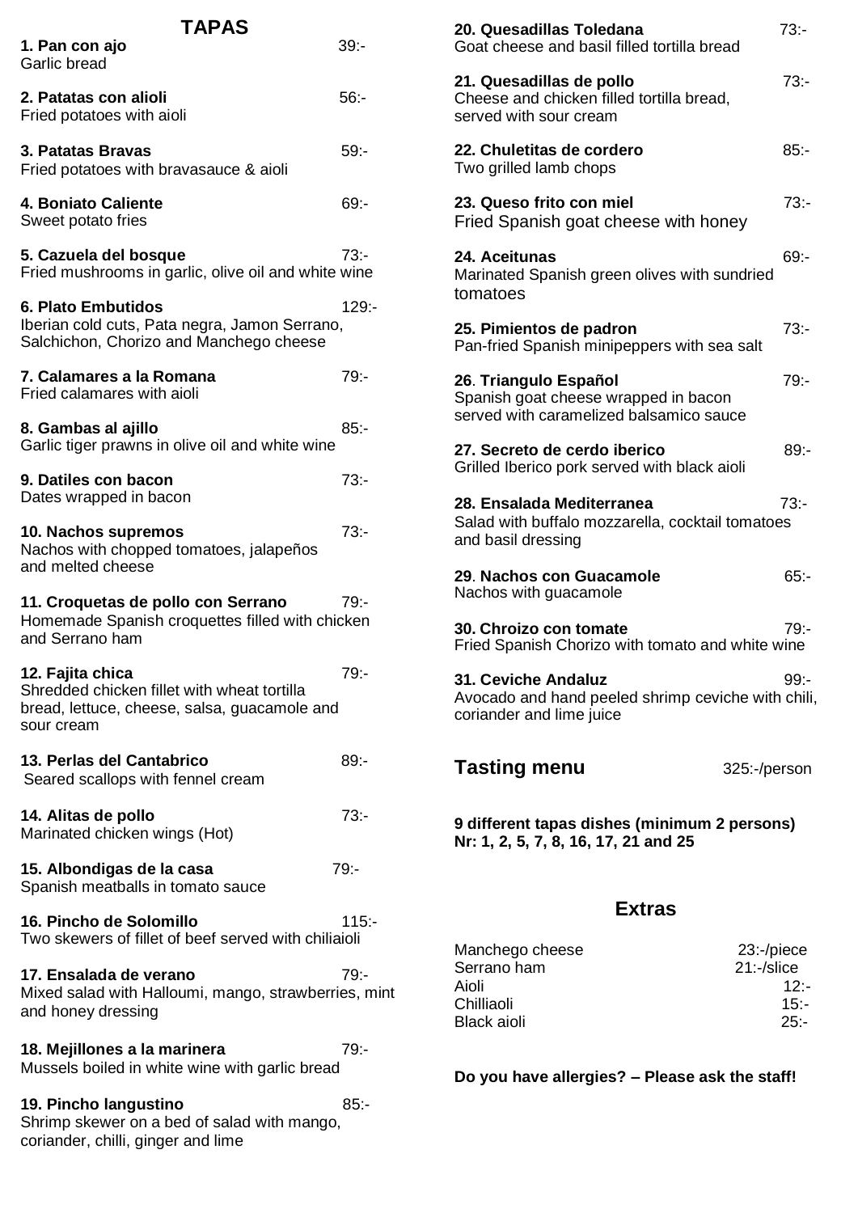## TAPAS

**1. Pan con ajo** 39:-
Garlic bread

**2. Patatas con alioli** 56:-
Fried potatoes with aioli

**3. Patatas Bravas** 59:-
Fried potatoes with bravasauce & aioli

**4. Boniato Caliente** 69:-
Sweet potato fries

**5. Cazuela del bosque** 73:-
Fried mushrooms in garlic, olive oil and white wine

**6. Plato Embutidos** 129:-
Iberian cold cuts, Pata negra, Jamon Serrano, Salchichon, Chorizo and Manchego cheese

**7. Calamares a la Romana** 79:-
Fried calamares with aioli

**8. Gambas al ajillo** 85:-
Garlic tiger prawns in olive oil and white wine

**9. Datiles con bacon** 73:-
Dates wrapped in bacon

**10. Nachos supremos** 73:-
Nachos with chopped tomatoes, jalapeños and melted cheese

**11. Croquetas de pollo con Serrano** 79:-
Homemade Spanish croquettes filled with chicken and Serrano ham

**12. Fajita chica** 79:-
Shredded chicken fillet with wheat tortilla bread, lettuce, cheese, salsa, guacamole and sour cream

**13. Perlas del Cantabrico** 89:-
Seared scallops with fennel cream

**14. Alitas de pollo** 73:-
Marinated chicken wings (Hot)

**15. Albondigas de la casa** 79:-
Spanish meatballs in tomato sauce

**16. Pincho de Solomillo** 115:-
Two skewers of fillet of beef served with chiliaioli

**17. Ensalada de verano** 79:-
Mixed salad with Halloumi, mango, strawberries, mint and honey dressing

**18. Mejillones a la marinera** 79:-
Mussels boiled in white wine with garlic bread

**19. Pincho langustino** 85:-
Shrimp skewer on a bed of salad with mango, coriander, chilli, ginger and lime

**20. Quesadillas Toledana** 73:-
Goat cheese and basil filled tortilla bread

**21. Quesadillas de pollo** 73:-
Cheese and chicken filled tortilla bread, served with sour cream

**22. Chuletitas de cordero** 85:-
Two grilled lamb chops

**23. Queso frito con miel** 73:-
Fried Spanish goat cheese with honey

**24. Aceitunas** 69:-
Marinated Spanish green olives with sundried tomatoes

**25. Pimientos de padron** 73:-
Pan-fried Spanish minipeppers with sea salt

**26. Triangulo Español** 79:-
Spanish goat cheese wrapped in bacon served with caramelized balsamico sauce

**27. Secreto de cerdo iberico** 89:-
Grilled Iberico pork served with black aioli

**28. Ensalada Mediterranea** 73:-
Salad with buffalo mozzarella, cocktail tomatoes and basil dressing

**29. Nachos con Guacamole** 65:-
Nachos with guacamole

**30. Chroizo con tomate** 79:-
Fried Spanish Chorizo with tomato and white wine

**31. Ceviche Andaluz** 99:-
Avocado and hand peeled shrimp ceviche with chili, coriander and lime juice

## Tasting menu 325:-/person

**9 different tapas dishes (minimum 2 persons)**
**Nr: 1, 2, 5, 7, 8, 16, 17, 21 and 25**

## Extras

| | |
|---|---|
| Manchego cheese | 23:-/piece |
| Serrano ham | 21:-/slice |
| Aioli | 12:- |
| Chilliaoli | 15:- |
| Black aioli | 25:- |

**Do you have allergies? – Please ask the staff!**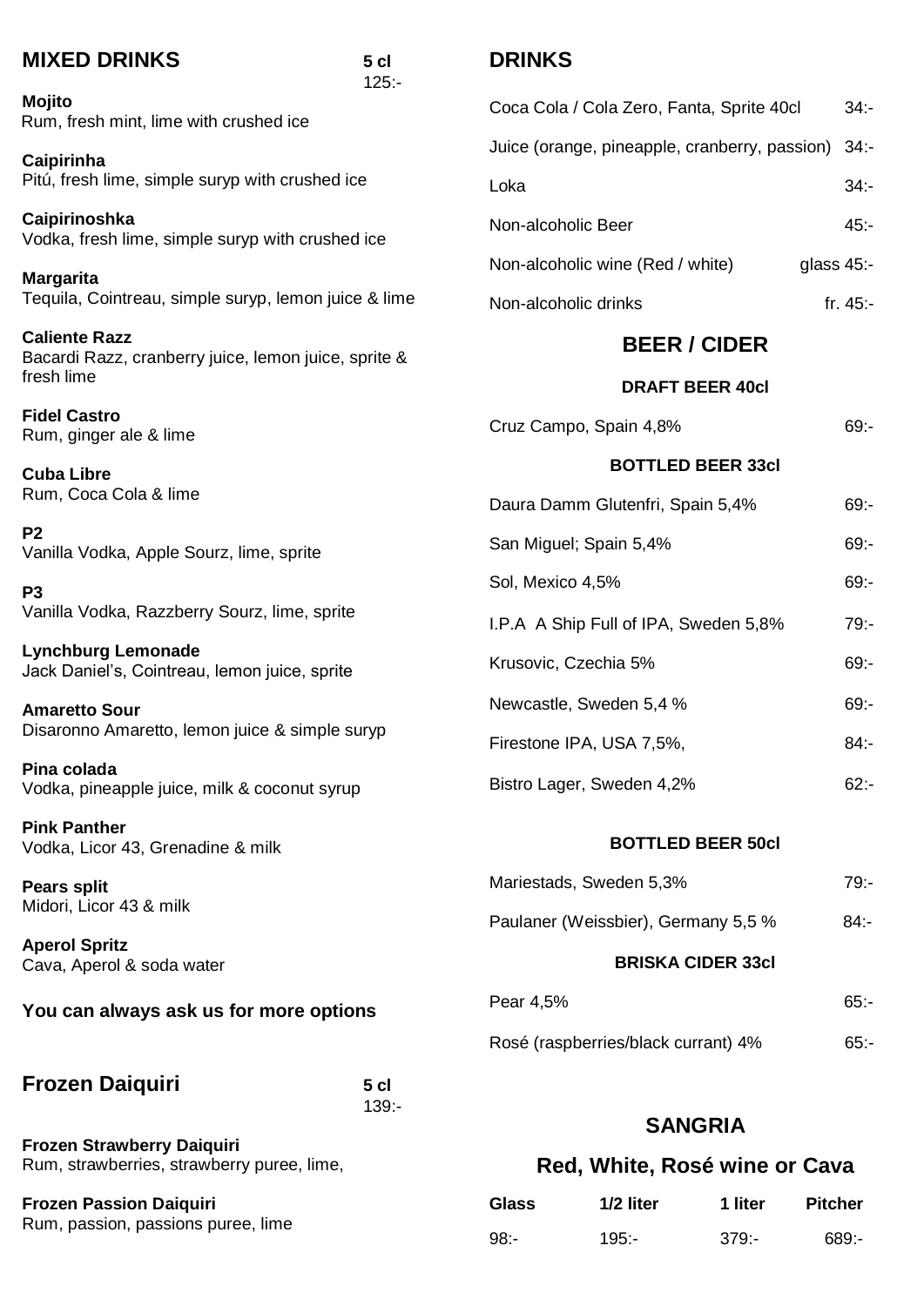## MIXED DRINKS

5 cl
125:-

**Mojito**
Rum, fresh mint, lime with crushed ice

**Caipirinha**
Pitú, fresh lime, simple suryp with crushed ice

**Caipirinoshka**
Vodka, fresh lime, simple suryp with crushed ice

**Margarita**
Tequila, Cointreau, simple suryp, lemon juice & lime

**Caliente Razz**
Bacardi Razz, cranberry juice, lemon juice, sprite & fresh lime

**Fidel Castro**
Rum, ginger ale & lime

**Cuba Libre**
Rum, Coca Cola & lime

**P2**
Vanilla Vodka, Apple Sourz, lime, sprite

**P3**
Vanilla Vodka, Razzberry Sourz, lime, sprite

**Lynchburg Lemonade**
Jack Daniel's, Cointreau, lemon juice, sprite

**Amaretto Sour**
Disaronno Amaretto, lemon juice & simple suryp

**Pina colada**
Vodka, pineapple juice, milk & coconut syrup

**Pink Panther**
Vodka, Licor 43, Grenadine & milk

**Pears split**
Midori, Licor 43 & milk

**Aperol Spritz**
Cava, Aperol & soda water

**You can always ask us for more options**

## Frozen Daiquiri

5 cl
139:-

**Frozen Strawberry Daiquiri**
Rum, strawberries, strawberry puree, lime,

**Frozen Passion Daiquiri**
Rum, passion, passions puree, lime

## DRINKS

| | |
|---|---|
| Coca Cola / Cola Zero, Fanta, Sprite 40cl | 34:- |
| Juice (orange, pineapple, cranberry, passion) | 34:- |
| Loka | 34:- |
| Non-alcoholic Beer | 45:- |
| Non-alcoholic wine (Red / white) | glass 45:- |
| Non-alcoholic drinks | fr. 45:- |

## BEER / CIDER

### DRAFT BEER 40cl

| | |
|---|---|
| Cruz Campo, Spain 4,8% | 69:- |

### BOTTLED BEER 33cl

| | |
|---|---|
| Daura Damm Glutenfri, Spain 5,4% | 69:- |
| San Miguel; Spain 5,4% | 69:- |
| Sol, Mexico 4,5% | 69:- |
| I.P.A A Ship Full of IPA, Sweden 5,8% | 79:- |
| Krusovic, Czechia 5% | 69:- |
| Newcastle, Sweden 5,4 % | 69:- |
| Firestone IPA, USA 7,5%, | 84:- |
| Bistro Lager, Sweden 4,2% | 62:- |

### BOTTLED BEER 50cl

| | |
|---|---|
| Mariestads, Sweden 5,3% | 79:- |
| Paulaner (Weissbier), Germany 5,5 % | 84:- |

### BRISKA CIDER 33cl

| | |
|---|---|
| Pear 4,5% | 65:- |
| Rosé (raspberries/black currant) 4% | 65:- |

## SANGRIA

### Red, White, Rosé wine or Cava

| Glass | 1/2 liter | 1 liter | Pitcher |
|---|---|---|---|
| 98:- | 195:- | 379:- | 689:- |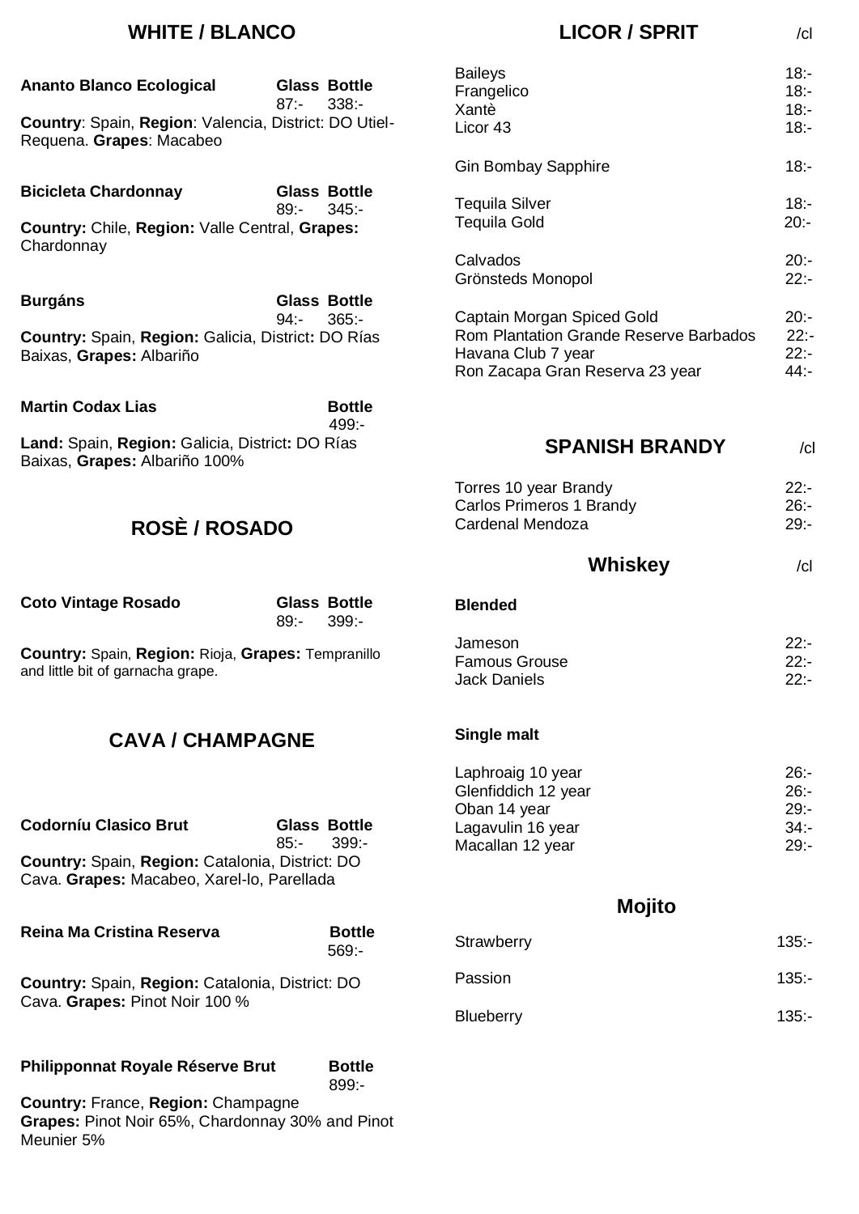## WHITE / BLANCO

**Ananto Blanco Ecological** — **Glass** 87:- **Bottle** 338:-

**Country**: Spain, **Region**: Valencia, District: DO Utiel-Requena. **Grapes**: Macabeo

**Bicicleta Chardonnay** — **Glass** 89:- **Bottle** 345:-

**Country:** Chile, **Region:** Valle Central, **Grapes:** Chardonnay

**Burgáns** — **Glass** 94:- **Bottle** 365:-

**Country:** Spain, **Region:** Galicia, **District:** DO Rías Baixas, **Grapes:** Albariño

**Martin Codax Lias** — **Bottle** 499:-

**Land:** Spain, **Region:** Galicia, **District:** DO Rías Baixas, **Grapes:** Albariño 100%

## ROSÈ / ROSADO

**Coto Vintage Rosado** — **Glass** 89:- **Bottle** 399:-

**Country:** Spain, **Region:** Rioja, **Grapes:** Tempranillo and little bit of garnacha grape.

## CAVA / CHAMPAGNE

**Codorníu Clasico Brut** — **Glass** 85:- **Bottle** 399:-

**Country:** Spain, **Region:** Catalonia, District: DO Cava. **Grapes:** Macabeo, Xarel-lo, Parellada

**Reina Ma Cristina Reserva** — **Bottle** 569:-

**Country:** Spain, **Region:** Catalonia, District: DO Cava. **Grapes:** Pinot Noir 100 %

**Philipponnat Royale Réserve Brut** — **Bottle** 899:-

**Country:** France, **Region:** Champagne
**Grapes:** Pinot Noir 65%, Chardonnay 30% and Pinot Meunier 5%

## LICOR / SPRIT

| | /cl |
|---|---|
| Baileys | 18:- |
| Frangelico | 18:- |
| Xantè | 18:- |
| Licor 43 | 18:- |
| Gin Bombay Sapphire | 18:- |
| Tequila Silver | 18:- |
| Tequila Gold | 20:- |
| Calvados | 20:- |
| Grönsteds Monopol | 22:- |
| Captain Morgan Spiced Gold | 20:- |
| Rom Plantation Grande Reserve Barbados | 22:- |
| Havana Club 7 year | 22:- |
| Ron Zacapa Gran Reserva 23 year | 44:- |

## SPANISH BRANDY

| | /cl |
|---|---|
| Torres 10 year Brandy | 22:- |
| Carlos Primeros 1 Brandy | 26:- |
| Cardenal Mendoza | 29:- |

## Whiskey

| | /cl |
|---|---|
| **Blended** | |
| Jameson | 22:- |
| Famous Grouse | 22:- |
| Jack Daniels | 22:- |
| **Single malt** | |
| Laphroaig 10 year | 26:- |
| Glenfiddich 12 year | 26:- |
| Oban 14 year | 29:- |
| Lagavulin 16 year | 34:- |
| Macallan 12 year | 29:- |

## Mojito

| | |
|---|---|
| Strawberry | 135:- |
| Passion | 135:- |
| Blueberry | 135:- |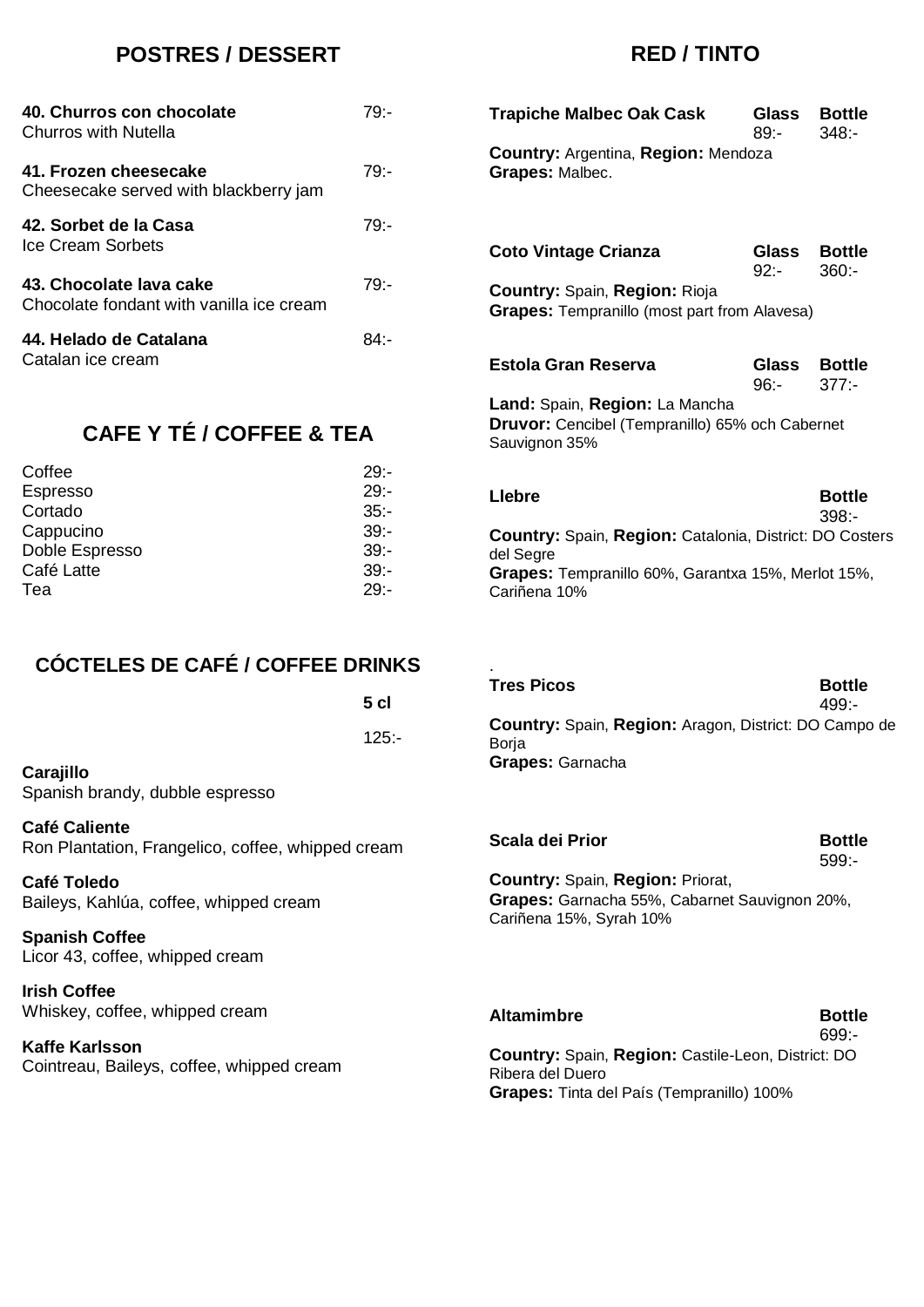## POSTRES / DESSERT

**40. Churros con chocolate** 79:-
Churros with Nutella

**41. Frozen cheesecake** 79:-
Cheesecake served with blackberry jam

**42. Sorbet de la Casa** 79:-
Ice Cream Sorbets

**43. Chocolate lava cake** 79:-
Chocolate fondant with vanilla ice cream

**44. Helado de Catalana** 84:-
Catalan ice cream

## CAFE Y TÉ / COFFEE & TEA

| | |
|---|---|
| Coffee | 29:- |
| Espresso | 29:- |
| Cortado | 35:- |
| Cappucino | 39:- |
| Doble Espresso | 39:- |
| Café Latte | 39:- |
| Tea | 29:- |

## CÓCTELES DE CAFÉ / COFFEE DRINKS

**5 cl**

125:-

**Carajillo**
Spanish brandy, dubble espresso

**Café Caliente**
Ron Plantation, Frangelico, coffee, whipped cream

**Café Toledo**
Baileys, Kahlúa, coffee, whipped cream

**Spanish Coffee**
Licor 43, coffee, whipped cream

**Irish Coffee**
Whiskey, coffee, whipped cream

**Kaffe Karlsson**
Cointreau, Baileys, coffee, whipped cream

## RED / TINTO

**Trapiche Malbec Oak Cask** — **Glass** 89:- **Bottle** 348:-
**Country:** Argentina, **Region:** Mendoza
**Grapes:** Malbec.

**Coto Vintage Crianza** — **Glass** 92:- **Bottle** 360:-
**Country:** Spain, **Region:** Rioja
**Grapes:** Tempranillo (most part from Alavesa)

**Estola Gran Reserva** — **Glass** 96:- **Bottle** 377:-
**Land:** Spain, **Region:** La Mancha
**Druvor:** Cencibel (Tempranillo) 65% och Cabernet Sauvignon 35%

**Llebre** — **Bottle** 398:-
**Country:** Spain, **Region:** Catalonia, District: DO Costers del Segre
**Grapes:** Tempranillo 60%, Garantxa 15%, Merlot 15%, Cariñena 10%

.

**Tres Picos** — **Bottle** 499:-
**Country:** Spain, **Region:** Aragon, District: DO Campo de Borja
**Grapes:** Garnacha

**Scala dei Prior** — **Bottle** 599:-
**Country:** Spain, **Region:** Priorat,
**Grapes:** Garnacha 55%, Cabernet Sauvignon 20%, Cariñena 15%, Syrah 10%

**Altamimbre** — **Bottle** 699:-
**Country:** Spain, **Region:** Castile-Leon, District: DO Ribera del Duero
**Grapes:** Tinta del País (Tempranillo) 100%